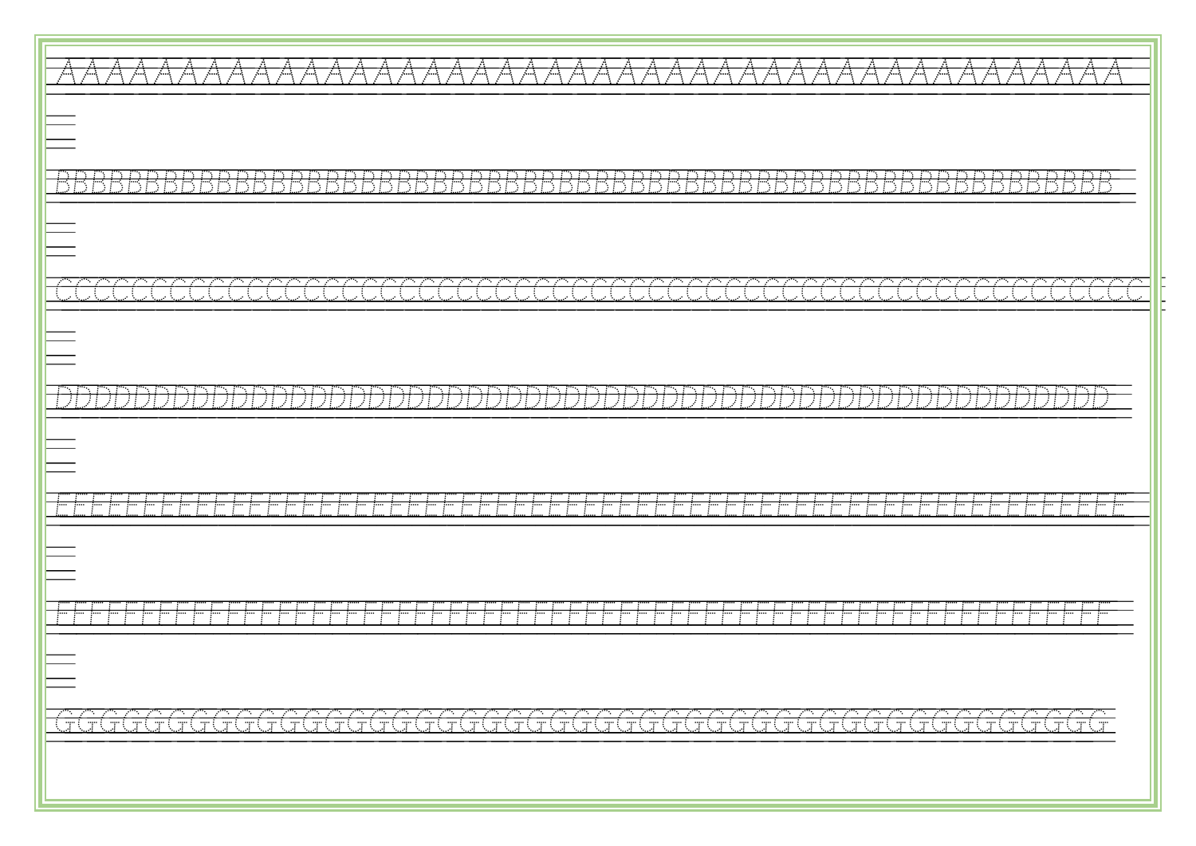AAAAAAAAAAAAAAAAAAAAAAAAAAAAAAAAAAAAA

BBBBBBBBBBBBBBBBBBBBBBBBBBBBBBBBBBBBBBBBBBBBBBBBBBBBBBB

CCCCCCCCCCCCCCCCCCCCCCCCCCCCCCCCCCCCCCCCCCCCCCCCCC

DDDDDDDDDDDDDDDDDDDDDDDDDDDDDDDDDDDDDDDDDDDDDDDDDDDDD

EEEEEEEEEEEEEEEEEEEEEEEEEEEEEEEEEEEEEEEEEEEEEEEEEEEEEEEEEEEE

FFFFFFFFFFFFFFFFFFFFFFFFFFFFFFFFFFFFFFFFFFFFFFFFFFFFFFFFFFFF

GGGGGGGGGGGGGGGGGGGGGGGGGGGGGGGGGGGGGGGGGGGGGGGGGGGGG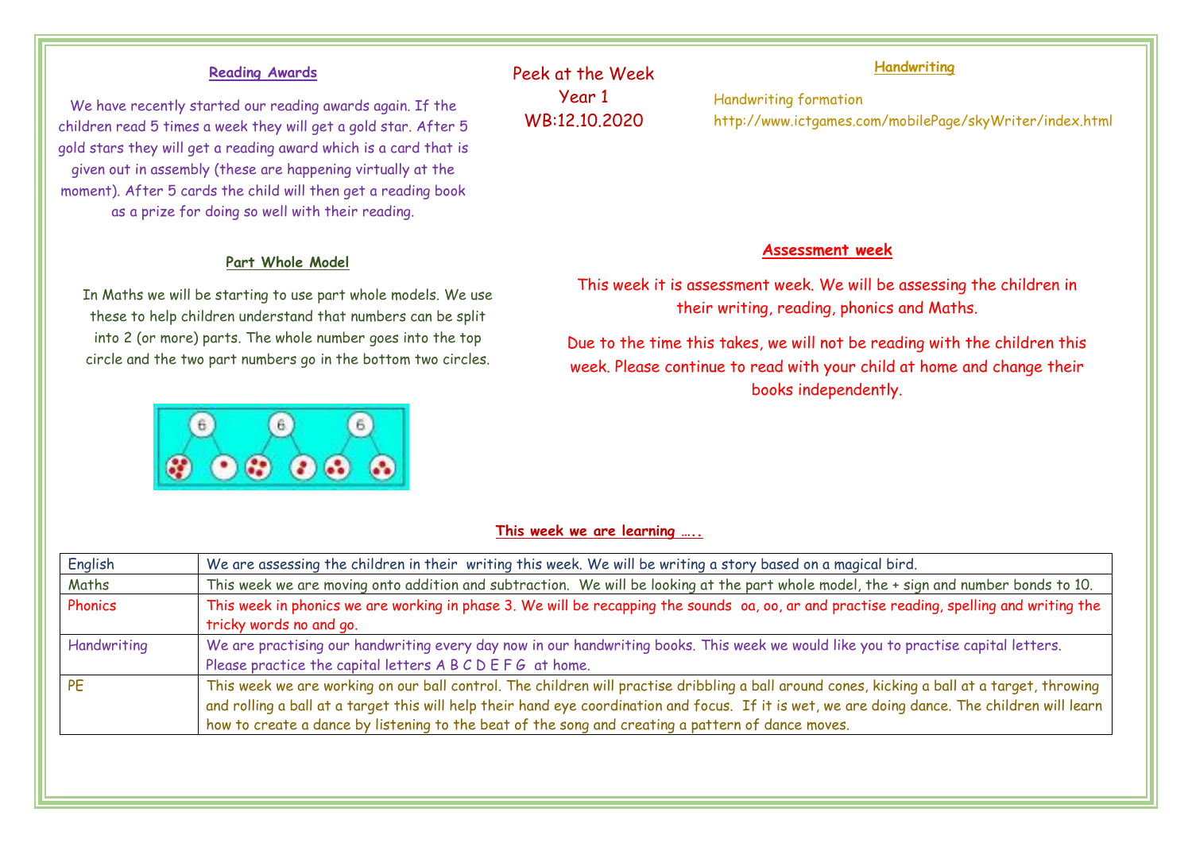# Peek at the Week
Year 1
WB:12.10.2020

## Reading Awards

We have recently started our reading awards again. If the children read 5 times a week they will get a gold star. After 5 gold stars they will get a reading award which is a card that is given out in assembly (these are happening virtually at the moment). After 5 cards the child will then get a reading book as a prize for doing so well with their reading.

## Handwriting

Handwriting formation
http://www.ictgames.com/mobilePage/skyWriter/index.html

## Part Whole Model

In Maths we will be starting to use part whole models. We use these to help children understand that numbers can be split into 2 (or more) parts. The whole number goes into the top circle and the two part numbers go in the bottom two circles.

## Assessment week

This week it is assessment week. We will be assessing the children in their writing, reading, phonics and Maths.

Due to the time this takes, we will not be reading with the children this week. Please continue to read with your child at home and change their books independently.

## This week we are learning …..

| | |
|---|---|
| English | We are assessing the children in their writing this week. We will be writing a story based on a magical bird. |
| Maths | This week we are moving onto addition and subtraction. We will be looking at the part whole model, the + sign and number bonds to 10. |
| Phonics | This week in phonics we are working in phase 3. We will be recapping the sounds oa, oo, ar and practise reading, spelling and writing the tricky words no and go. |
| Handwriting | We are practising our handwriting every day now in our handwriting books. This week we would like you to practise capital letters. Please practice the capital letters A B C D E F G at home. |
| PE | This week we are working on our ball control. The children will practise dribbling a ball around cones, kicking a ball at a target, throwing and rolling a ball at a target this will help their hand eye coordination and focus. If it is wet, we are doing dance. The children will learn how to create a dance by listening to the beat of the song and creating a pattern of dance moves. |